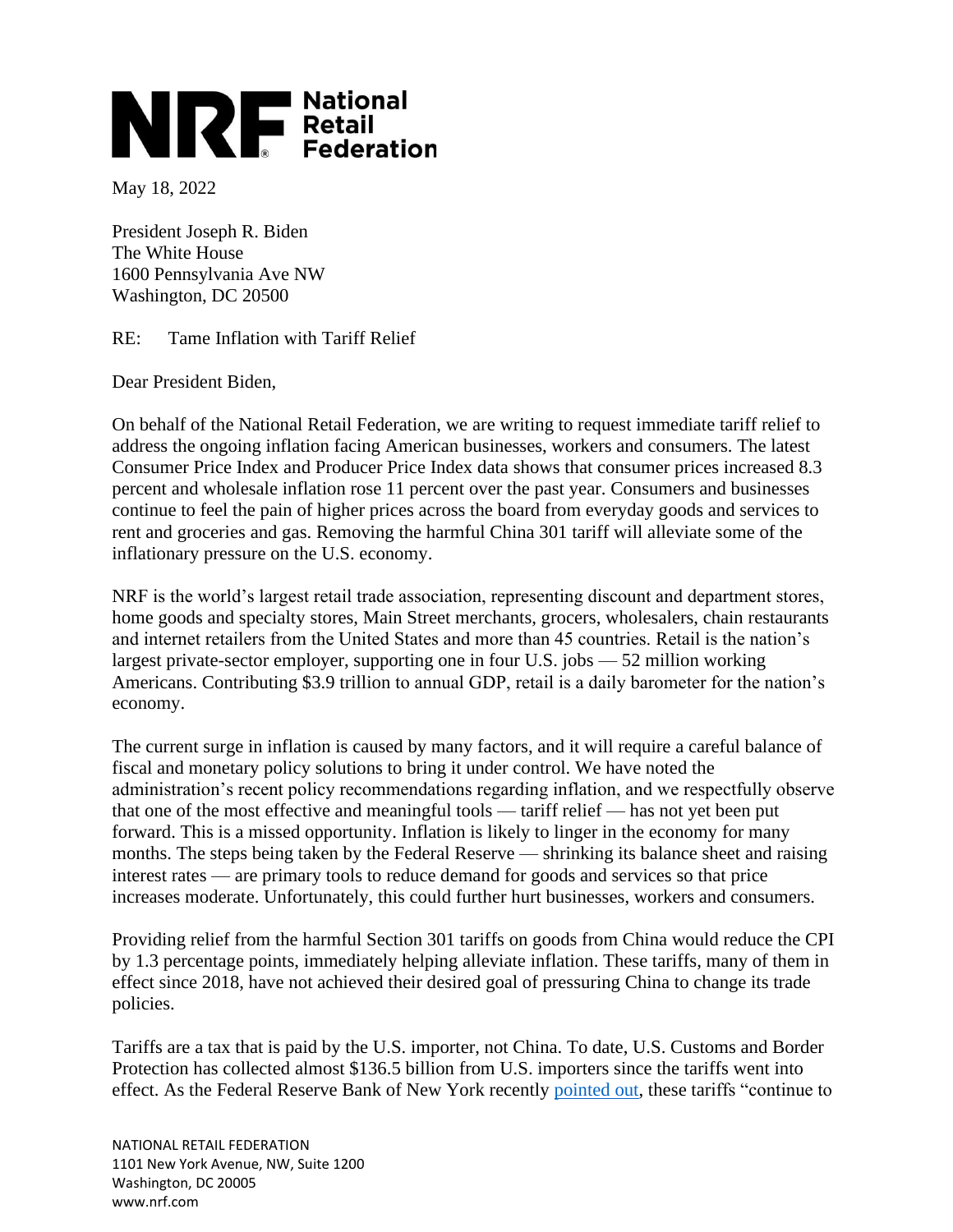**National Retail Federation**

May 18, 2022

President Joseph R. Biden
The White House
1600 Pennsylvania Ave NW
Washington, DC 20500

RE: Tame Inflation with Tariff Relief

Dear President Biden,

On behalf of the National Retail Federation, we are writing to request immediate tariff relief to address the ongoing inflation facing American businesses, workers and consumers. The latest Consumer Price Index and Producer Price Index data shows that consumer prices increased 8.3 percent and wholesale inflation rose 11 percent over the past year. Consumers and businesses continue to feel the pain of higher prices across the board from everyday goods and services to rent and groceries and gas. Removing the harmful China 301 tariff will alleviate some of the inflationary pressure on the U.S. economy.

NRF is the world's largest retail trade association, representing discount and department stores, home goods and specialty stores, Main Street merchants, grocers, wholesalers, chain restaurants and internet retailers from the United States and more than 45 countries. Retail is the nation's largest private-sector employer, supporting one in four U.S. jobs — 52 million working Americans. Contributing $3.9 trillion to annual GDP, retail is a daily barometer for the nation's economy.

The current surge in inflation is caused by many factors, and it will require a careful balance of fiscal and monetary policy solutions to bring it under control. We have noted the administration's recent policy recommendations regarding inflation, and we respectfully observe that one of the most effective and meaningful tools — tariff relief — has not yet been put forward. This is a missed opportunity. Inflation is likely to linger in the economy for many months. The steps being taken by the Federal Reserve — shrinking its balance sheet and raising interest rates — are primary tools to reduce demand for goods and services so that price increases moderate. Unfortunately, this could further hurt businesses, workers and consumers.

Providing relief from the harmful Section 301 tariffs on goods from China would reduce the CPI by 1.3 percentage points, immediately helping alleviate inflation. These tariffs, many of them in effect since 2018, have not achieved their desired goal of pressuring China to change its trade policies.

Tariffs are a tax that is paid by the U.S. importer, not China. To date, U.S. Customs and Border Protection has collected almost $136.5 billion from U.S. importers since the tariffs went into effect. As the Federal Reserve Bank of New York recently pointed out, these tariffs "continue to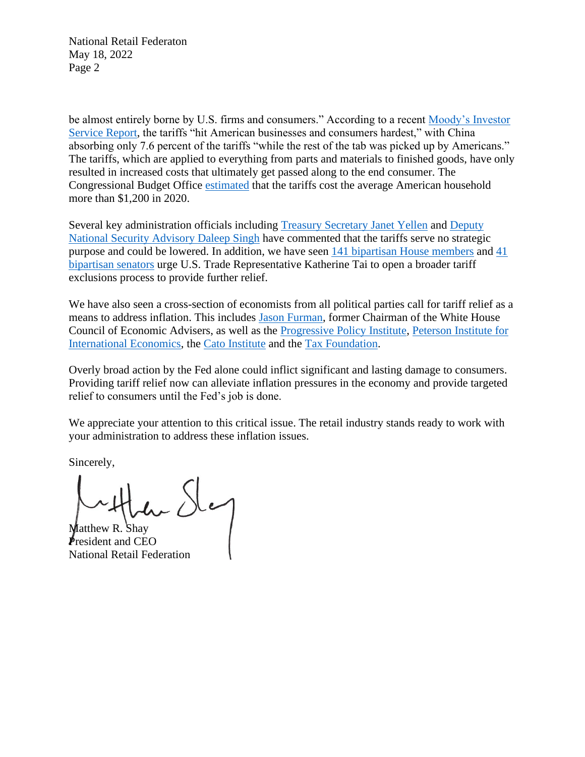be almost entirely borne by U.S. firms and consumers." According to a recent Moody's Investor Service Report, the tariffs "hit American businesses and consumers hardest," with China absorbing only 7.6 percent of the tariffs "while the rest of the tab was picked up by Americans." The tariffs, which are applied to everything from parts and materials to finished goods, have only resulted in increased costs that ultimately get passed along to the end consumer. The Congressional Budget Office estimated that the tariffs cost the average American household more than $1,200 in 2020.

Several key administration officials including Treasury Secretary Janet Yellen and Deputy National Security Advisory Daleep Singh have commented that the tariffs serve no strategic purpose and could be lowered. In addition, we have seen 141 bipartisan House members and 41 bipartisan senators urge U.S. Trade Representative Katherine Tai to open a broader tariff exclusions process to provide further relief.

We have also seen a cross-section of economists from all political parties call for tariff relief as a means to address inflation. This includes Jason Furman, former Chairman of the White House Council of Economic Advisers, as well as the Progressive Policy Institute, Peterson Institute for International Economics, the Cato Institute and the Tax Foundation.

Overly broad action by the Fed alone could inflict significant and lasting damage to consumers. Providing tariff relief now can alleviate inflation pressures in the economy and provide targeted relief to consumers until the Fed's job is done.

We appreciate your attention to this critical issue. The retail industry stands ready to work with your administration to address these inflation issues.

Sincerely,

Matthew R. Shay
President and CEO
National Retail Federation